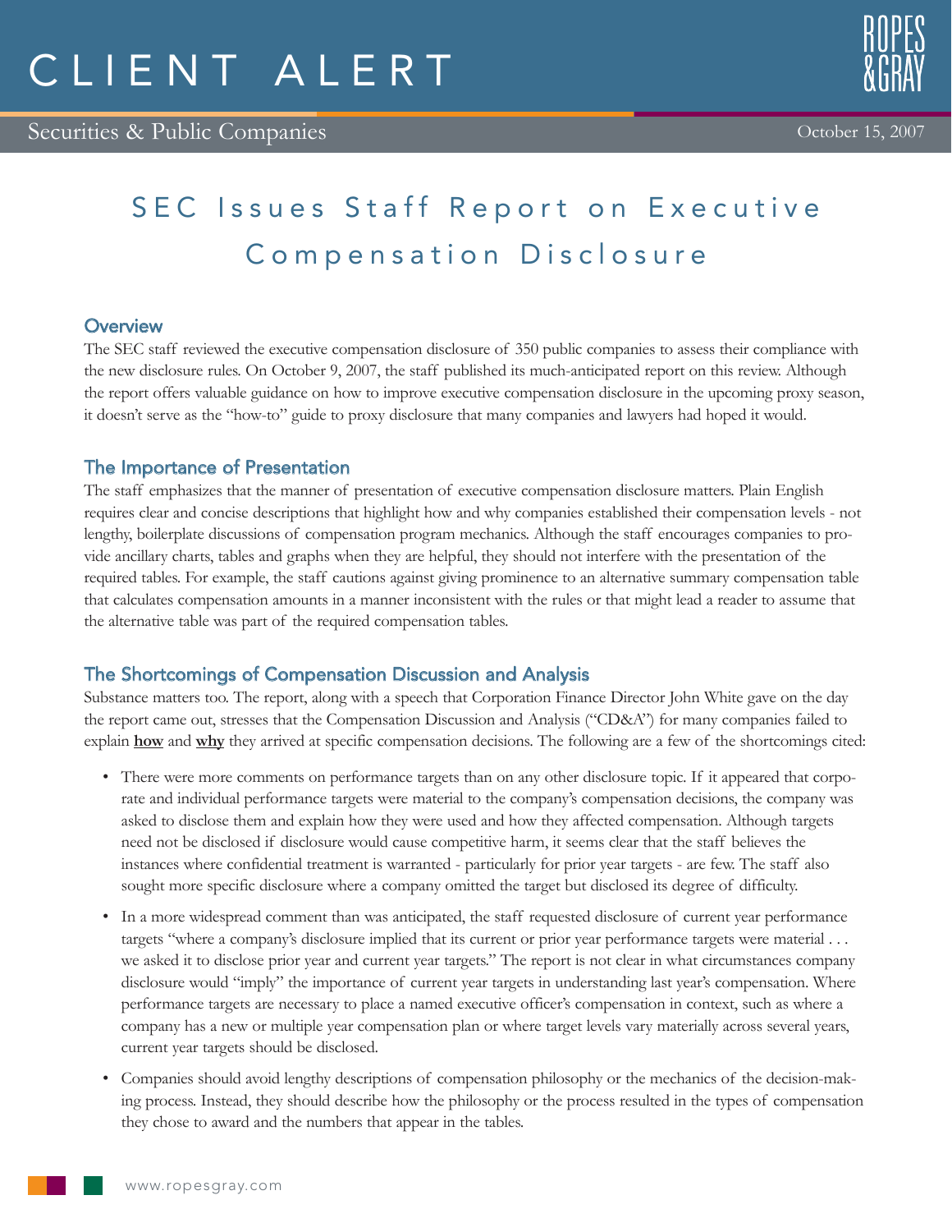# CLIENT ALERT

Securities & Public Companies

October 15, 2007

## SEC Issues Staff Report on Executive Compensation Disclosure

### Overview

The SEC staff reviewed the executive compensation disclosure of 350 public companies to assess their compliance with the new disclosure rules. On October 9, 2007, the staff published its much-anticipated report on this review. Although the report offers valuable guidance on how to improve executive compensation disclosure in the upcoming proxy season, it doesn't serve as the "how-to" guide to proxy disclosure that many companies and lawyers had hoped it would.

### The Importance of Presentation

The staff emphasizes that the manner of presentation of executive compensation disclosure matters. Plain English requires clear and concise descriptions that highlight how and why companies established their compensation levels - not lengthy, boilerplate discussions of compensation program mechanics. Although the staff encourages companies to provide ancillary charts, tables and graphs when they are helpful, they should not interfere with the presentation of the required tables. For example, the staff cautions against giving prominence to an alternative summary compensation table that calculates compensation amounts in a manner inconsistent with the rules or that might lead a reader to assume that the alternative table was part of the required compensation tables.

### The Shortcomings of Compensation Discussion and Analysis

Substance matters too. The report, along with a speech that Corporation Finance Director John White gave on the day the report came out, stresses that the Compensation Discussion and Analysis ("CD&A") for many companies failed to explain **how** and **why** they arrived at specific compensation decisions. The following are a few of the shortcomings cited:

- There were more comments on performance targets than on any other disclosure topic. If it appeared that corporate and individual performance targets were material to the company's compensation decisions, the company was asked to disclose them and explain how they were used and how they affected compensation. Although targets need not be disclosed if disclosure would cause competitive harm, it seems clear that the staff believes the instances where confidential treatment is warranted - particularly for prior year targets - are few. The staff also sought more specific disclosure where a company omitted the target but disclosed its degree of difficulty.
- In a more widespread comment than was anticipated, the staff requested disclosure of current year performance targets "where a company's disclosure implied that its current or prior year performance targets were material . . . we asked it to disclose prior year and current year targets." The report is not clear in what circumstances company disclosure would "imply" the importance of current year targets in understanding last year's compensation. Where performance targets are necessary to place a named executive officer's compensation in context, such as where a company has a new or multiple year compensation plan or where target levels vary materially across several years, current year targets should be disclosed.
- Companies should avoid lengthy descriptions of compensation philosophy or the mechanics of the decision-making process. Instead, they should describe how the philosophy or the process resulted in the types of compensation they chose to award and the numbers that appear in the tables.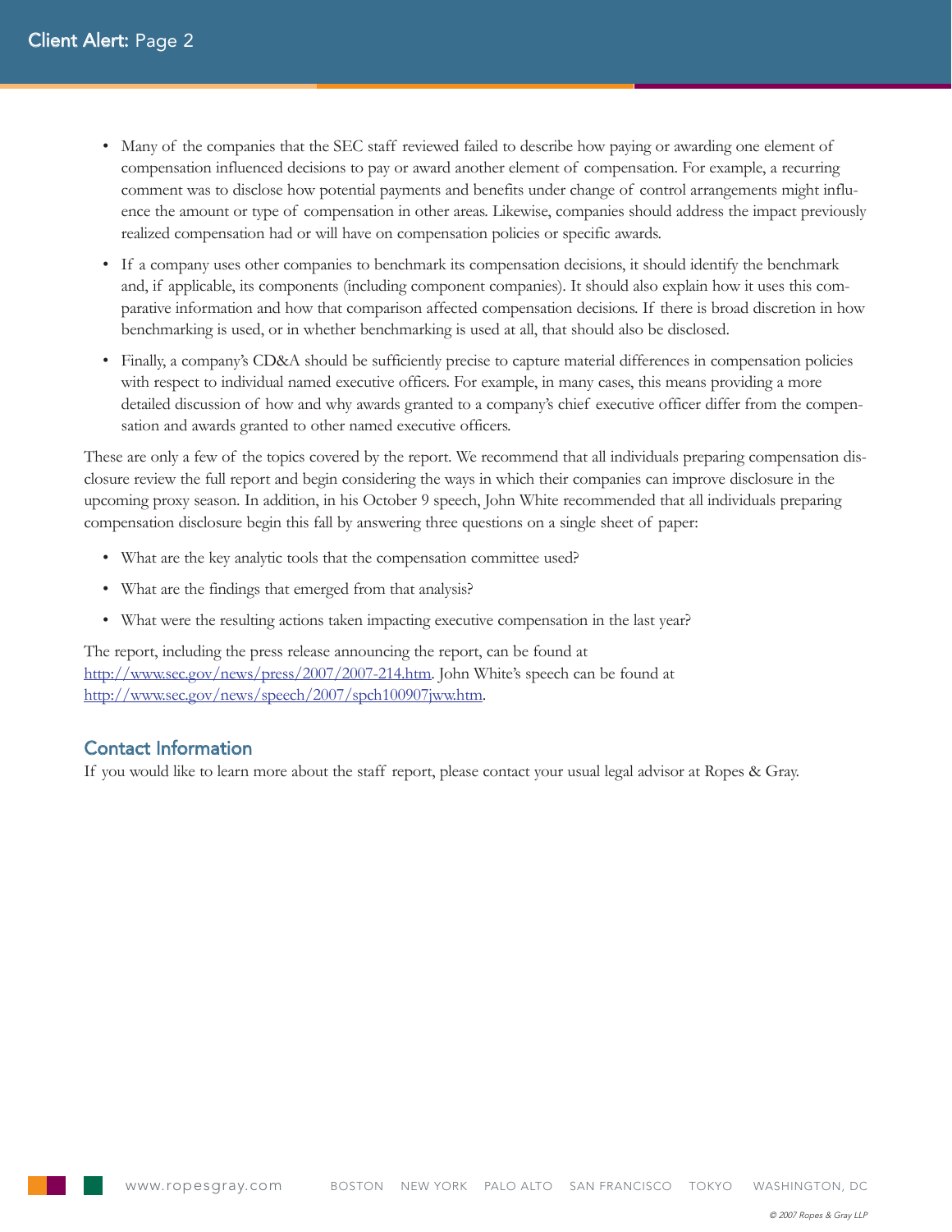- Many of the companies that the SEC staff reviewed failed to describe how paying or awarding one element of compensation influenced decisions to pay or award another element of compensation. For example, a recurring comment was to disclose how potential payments and benefits under change of control arrangements might influence the amount or type of compensation in other areas. Likewise, companies should address the impact previously realized compensation had or will have on compensation policies or specific awards.
- If a company uses other companies to benchmark its compensation decisions, it should identify the benchmark and, if applicable, its components (including component companies). It should also explain how it uses this comparative information and how that comparison affected compensation decisions. If there is broad discretion in how benchmarking is used, or in whether benchmarking is used at all, that should also be disclosed.
- Finally, a company's CD&A should be sufficiently precise to capture material differences in compensation policies with respect to individual named executive officers. For example, in many cases, this means providing a more detailed discussion of how and why awards granted to a company's chief executive officer differ from the compensation and awards granted to other named executive officers.

These are only a few of the topics covered by the report. We recommend that all individuals preparing compensation disclosure review the full report and begin considering the ways in which their companies can improve disclosure in the upcoming proxy season. In addition, in his October 9 speech, John White recommended that all individuals preparing compensation disclosure begin this fall by answering three questions on a single sheet of paper:

- What are the key analytic tools that the compensation committee used?
- What are the findings that emerged from that analysis?
- What were the resulting actions taken impacting executive compensation in the last year?

The report, including the press release announcing the report, can be found at http://www.sec.gov/news/press/2007/2007-214.htm. John White's speech can be found at http://www.sec.gov/news/speech/2007/spch100907jww.htm.

## Contact Information

If you would like to learn more about the staff report, please contact your usual legal advisor at Ropes & Gray.